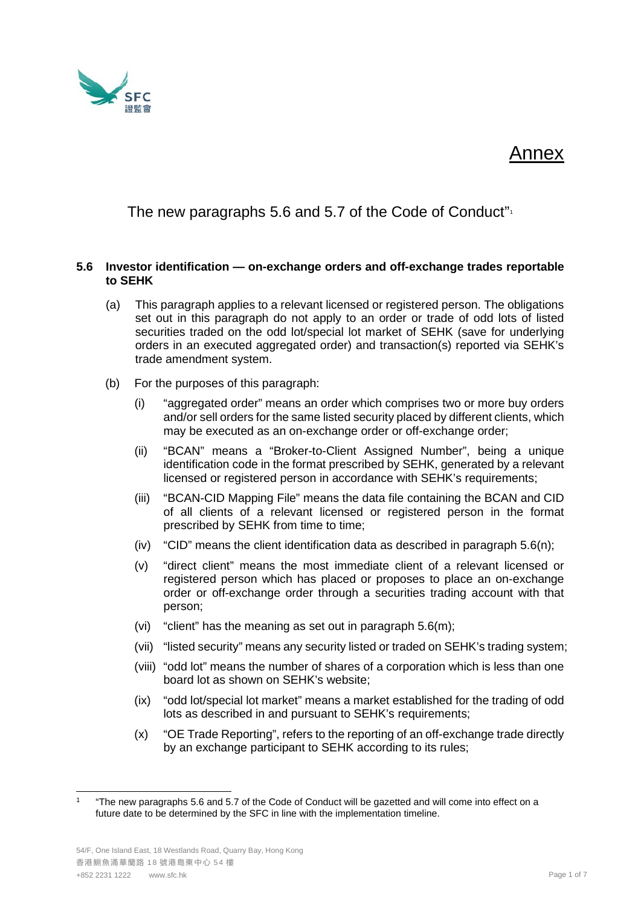# Annex

## The new paragraphs 5.6 and 5.7 of the Code of Conduct"[1]

**5.6 Investor identification — on-exchange orders and off-exchange trades reportable to SEHK**

(a) This paragraph applies to a relevant licensed or registered person. The obligations set out in this paragraph do not apply to an order or trade of odd lots of listed securities traded on the odd lot/special lot market of SEHK (save for underlying orders in an executed aggregated order) and transaction(s) reported via SEHK's trade amendment system.

(b) For the purposes of this paragraph:

(i) "aggregated order" means an order which comprises two or more buy orders and/or sell orders for the same listed security placed by different clients, which may be executed as an on-exchange order or off-exchange order;

(ii) "BCAN" means a "Broker-to-Client Assigned Number", being a unique identification code in the format prescribed by SEHK, generated by a relevant licensed or registered person in accordance with SEHK's requirements;

(iii) "BCAN-CID Mapping File" means the data file containing the BCAN and CID of all clients of a relevant licensed or registered person in the format prescribed by SEHK from time to time;

(iv) "CID" means the client identification data as described in paragraph 5.6(n);

(v) "direct client" means the most immediate client of a relevant licensed or registered person which has placed or proposes to place an on-exchange order or off-exchange order through a securities trading account with that person;

(vi) "client" has the meaning as set out in paragraph 5.6(m);

(vii) "listed security" means any security listed or traded on SEHK's trading system;

(viii) "odd lot" means the number of shares of a corporation which is less than one board lot as shown on SEHK's website;

(ix) "odd lot/special lot market" means a market established for the trading of odd lots as described in and pursuant to SEHK's requirements;

(x) "OE Trade Reporting", refers to the reporting of an off-exchange trade directly by an exchange participant to SEHK according to its rules;

---

[1] "The new paragraphs 5.6 and 5.7 of the Code of Conduct will be gazetted and will come into effect on a future date to be determined by the SFC in line with the implementation timeline.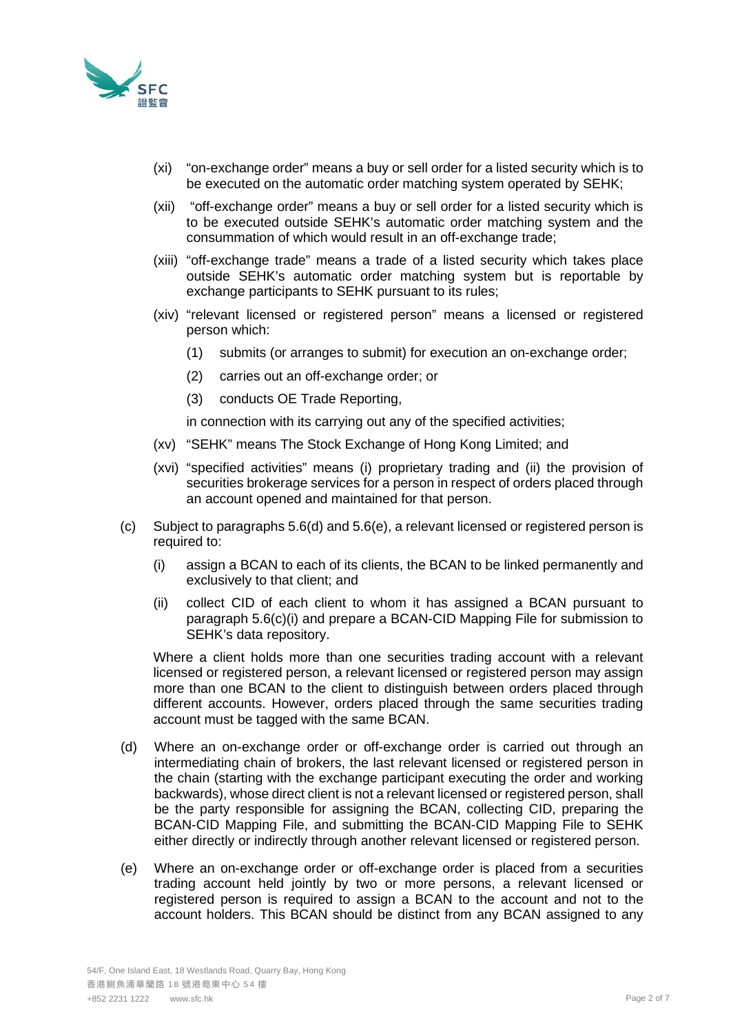(xi) "on-exchange order" means a buy or sell order for a listed security which is to be executed on the automatic order matching system operated by SEHK;

(xii) "off-exchange order" means a buy or sell order for a listed security which is to be executed outside SEHK's automatic order matching system and the consummation of which would result in an off-exchange trade;

(xiii) "off-exchange trade" means a trade of a listed security which takes place outside SEHK's automatic order matching system but is reportable by exchange participants to SEHK pursuant to its rules;

(xiv) "relevant licensed or registered person" means a licensed or registered person which:

(1) submits (or arranges to submit) for execution an on-exchange order;

(2) carries out an off-exchange order; or

(3) conducts OE Trade Reporting,

in connection with its carrying out any of the specified activities;

(xv) "SEHK" means The Stock Exchange of Hong Kong Limited; and

(xvi) "specified activities" means (i) proprietary trading and (ii) the provision of securities brokerage services for a person in respect of orders placed through an account opened and maintained for that person.

(c) Subject to paragraphs 5.6(d) and 5.6(e), a relevant licensed or registered person is required to:

(i) assign a BCAN to each of its clients, the BCAN to be linked permanently and exclusively to that client; and

(ii) collect CID of each client to whom it has assigned a BCAN pursuant to paragraph 5.6(c)(i) and prepare a BCAN-CID Mapping File for submission to SEHK's data repository.

Where a client holds more than one securities trading account with a relevant licensed or registered person, a relevant licensed or registered person may assign more than one BCAN to the client to distinguish between orders placed through different accounts. However, orders placed through the same securities trading account must be tagged with the same BCAN.

(d) Where an on-exchange order or off-exchange order is carried out through an intermediating chain of brokers, the last relevant licensed or registered person in the chain (starting with the exchange participant executing the order and working backwards), whose direct client is not a relevant licensed or registered person, shall be the party responsible for assigning the BCAN, collecting CID, preparing the BCAN-CID Mapping File, and submitting the BCAN-CID Mapping File to SEHK either directly or indirectly through another relevant licensed or registered person.

(e) Where an on-exchange order or off-exchange order is placed from a securities trading account held jointly by two or more persons, a relevant licensed or registered person is required to assign a BCAN to the account and not to the account holders. This BCAN should be distinct from any BCAN assigned to any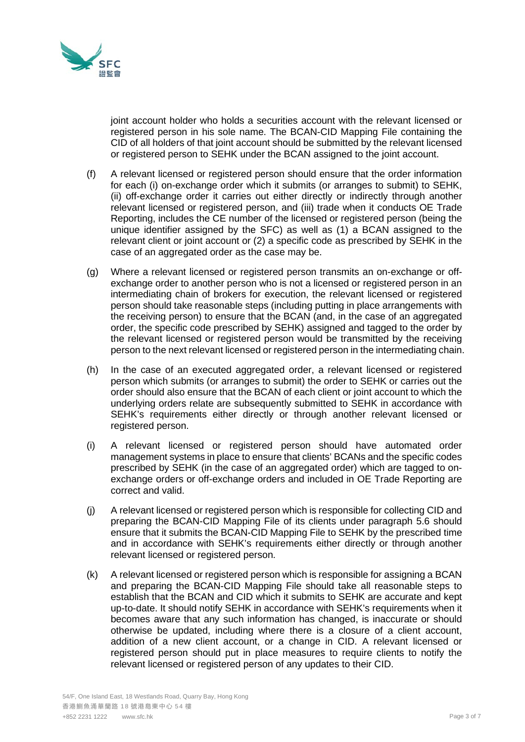joint account holder who holds a securities account with the relevant licensed or registered person in his sole name. The BCAN-CID Mapping File containing the CID of all holders of that joint account should be submitted by the relevant licensed or registered person to SEHK under the BCAN assigned to the joint account.

(f) A relevant licensed or registered person should ensure that the order information for each (i) on-exchange order which it submits (or arranges to submit) to SEHK, (ii) off-exchange order it carries out either directly or indirectly through another relevant licensed or registered person, and (iii) trade when it conducts OE Trade Reporting, includes the CE number of the licensed or registered person (being the unique identifier assigned by the SFC) as well as (1) a BCAN assigned to the relevant client or joint account or (2) a specific code as prescribed by SEHK in the case of an aggregated order as the case may be.

(g) Where a relevant licensed or registered person transmits an on-exchange or off-exchange order to another person who is not a licensed or registered person in an intermediating chain of brokers for execution, the relevant licensed or registered person should take reasonable steps (including putting in place arrangements with the receiving person) to ensure that the BCAN (and, in the case of an aggregated order, the specific code prescribed by SEHK) assigned and tagged to the order by the relevant licensed or registered person would be transmitted by the receiving person to the next relevant licensed or registered person in the intermediating chain.

(h) In the case of an executed aggregated order, a relevant licensed or registered person which submits (or arranges to submit) the order to SEHK or carries out the order should also ensure that the BCAN of each client or joint account to which the underlying orders relate are subsequently submitted to SEHK in accordance with SEHK's requirements either directly or through another relevant licensed or registered person.

(i) A relevant licensed or registered person should have automated order management systems in place to ensure that clients' BCANs and the specific codes prescribed by SEHK (in the case of an aggregated order) which are tagged to on-exchange orders or off-exchange orders and included in OE Trade Reporting are correct and valid.

(j) A relevant licensed or registered person which is responsible for collecting CID and preparing the BCAN-CID Mapping File of its clients under paragraph 5.6 should ensure that it submits the BCAN-CID Mapping File to SEHK by the prescribed time and in accordance with SEHK's requirements either directly or through another relevant licensed or registered person.

(k) A relevant licensed or registered person which is responsible for assigning a BCAN and preparing the BCAN-CID Mapping File should take all reasonable steps to establish that the BCAN and CID which it submits to SEHK are accurate and kept up-to-date. It should notify SEHK in accordance with SEHK's requirements when it becomes aware that any such information has changed, is inaccurate or should otherwise be updated, including where there is a closure of a client account, addition of a new client account, or a change in CID. A relevant licensed or registered person should put in place measures to require clients to notify the relevant licensed or registered person of any updates to their CID.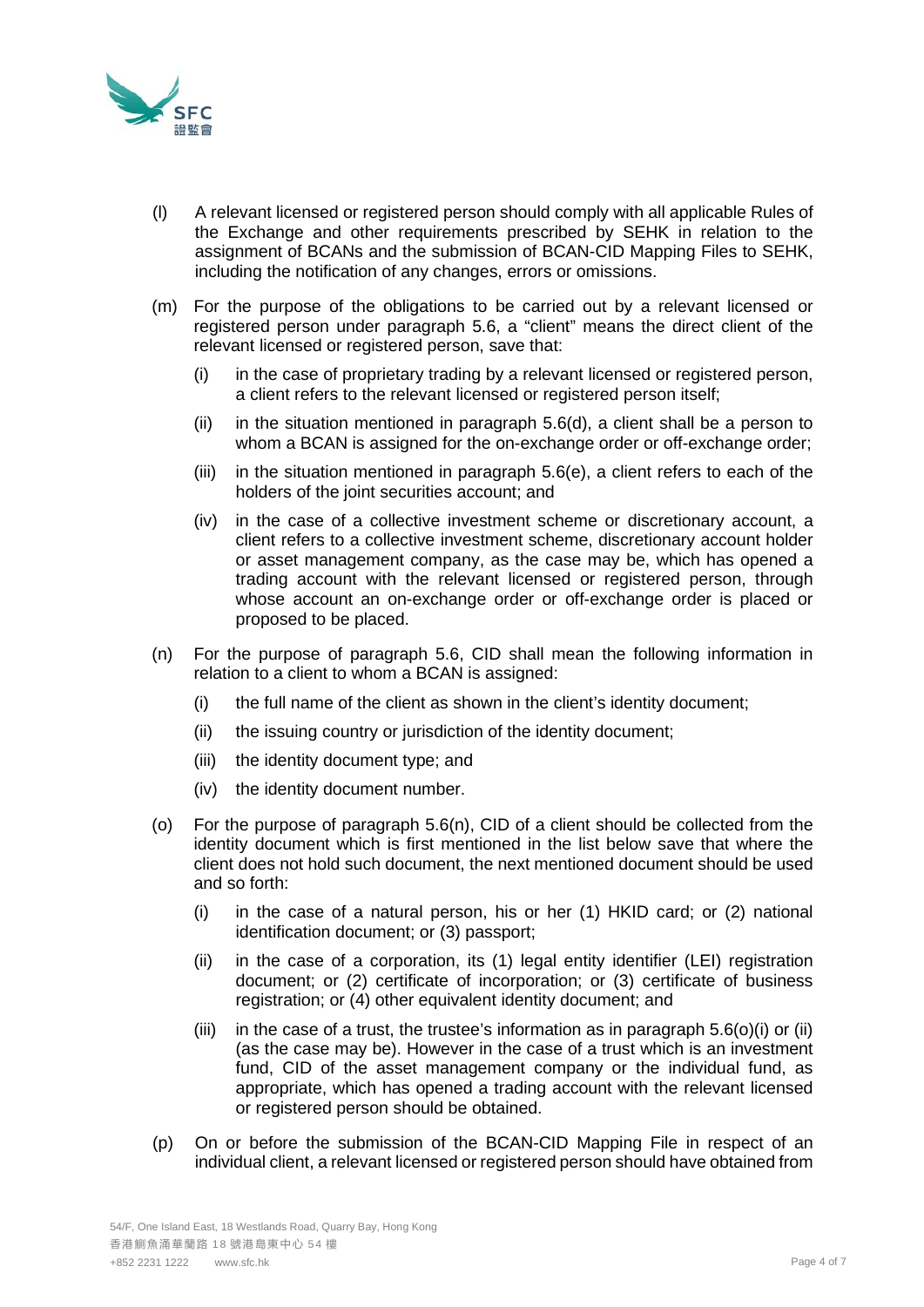(l) A relevant licensed or registered person should comply with all applicable Rules of the Exchange and other requirements prescribed by SEHK in relation to the assignment of BCANs and the submission of BCAN-CID Mapping Files to SEHK, including the notification of any changes, errors or omissions.

(m) For the purpose of the obligations to be carried out by a relevant licensed or registered person under paragraph 5.6, a "client" means the direct client of the relevant licensed or registered person, save that:

  (i) in the case of proprietary trading by a relevant licensed or registered person, a client refers to the relevant licensed or registered person itself;

  (ii) in the situation mentioned in paragraph 5.6(d), a client shall be a person to whom a BCAN is assigned for the on-exchange order or off-exchange order;

  (iii) in the situation mentioned in paragraph 5.6(e), a client refers to each of the holders of the joint securities account; and

  (iv) in the case of a collective investment scheme or discretionary account, a client refers to a collective investment scheme, discretionary account holder or asset management company, as the case may be, which has opened a trading account with the relevant licensed or registered person, through whose account an on-exchange order or off-exchange order is placed or proposed to be placed.

(n) For the purpose of paragraph 5.6, CID shall mean the following information in relation to a client to whom a BCAN is assigned:

  (i) the full name of the client as shown in the client's identity document;

  (ii) the issuing country or jurisdiction of the identity document;

  (iii) the identity document type; and

  (iv) the identity document number.

(o) For the purpose of paragraph 5.6(n), CID of a client should be collected from the identity document which is first mentioned in the list below save that where the client does not hold such document, the next mentioned document should be used and so forth:

  (i) in the case of a natural person, his or her (1) HKID card; or (2) national identification document; or (3) passport;

  (ii) in the case of a corporation, its (1) legal entity identifier (LEI) registration document; or (2) certificate of incorporation; or (3) certificate of business registration; or (4) other equivalent identity document; and

  (iii) in the case of a trust, the trustee's information as in paragraph 5.6(o)(i) or (ii) (as the case may be). However in the case of a trust which is an investment fund, CID of the asset management company or the individual fund, as appropriate, which has opened a trading account with the relevant licensed or registered person should be obtained.

(p) On or before the submission of the BCAN-CID Mapping File in respect of an individual client, a relevant licensed or registered person should have obtained from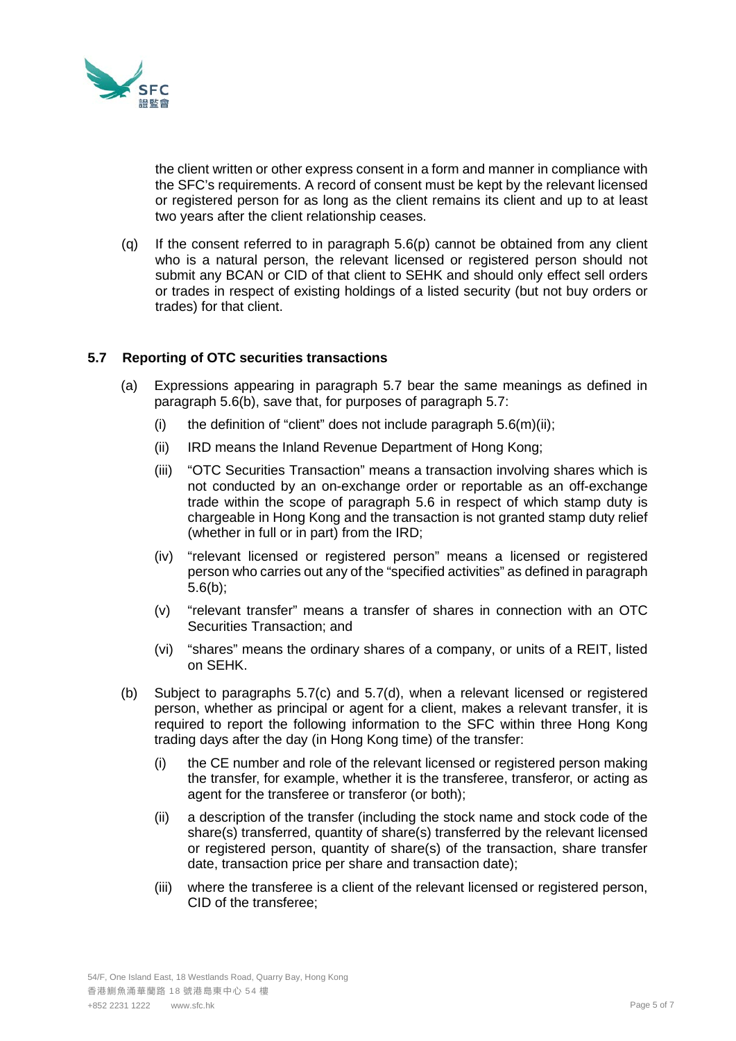the client written or other express consent in a form and manner in compliance with the SFC's requirements. A record of consent must be kept by the relevant licensed or registered person for as long as the client remains its client and up to at least two years after the client relationship ceases.

(q) If the consent referred to in paragraph 5.6(p) cannot be obtained from any client who is a natural person, the relevant licensed or registered person should not submit any BCAN or CID of that client to SEHK and should only effect sell orders or trades in respect of existing holdings of a listed security (but not buy orders or trades) for that client.

### 5.7 Reporting of OTC securities transactions

(a) Expressions appearing in paragraph 5.7 bear the same meanings as defined in paragraph 5.6(b), save that, for purposes of paragraph 5.7:

   (i) the definition of "client" does not include paragraph 5.6(m)(ii);

   (ii) IRD means the Inland Revenue Department of Hong Kong;

   (iii) "OTC Securities Transaction" means a transaction involving shares which is not conducted by an on-exchange order or reportable as an off-exchange trade within the scope of paragraph 5.6 in respect of which stamp duty is chargeable in Hong Kong and the transaction is not granted stamp duty relief (whether in full or in part) from the IRD;

   (iv) "relevant licensed or registered person" means a licensed or registered person who carries out any of the "specified activities" as defined in paragraph 5.6(b);

   (v) "relevant transfer" means a transfer of shares in connection with an OTC Securities Transaction; and

   (vi) "shares" means the ordinary shares of a company, or units of a REIT, listed on SEHK.

(b) Subject to paragraphs 5.7(c) and 5.7(d), when a relevant licensed or registered person, whether as principal or agent for a client, makes a relevant transfer, it is required to report the following information to the SFC within three Hong Kong trading days after the day (in Hong Kong time) of the transfer:

   (i) the CE number and role of the relevant licensed or registered person making the transfer, for example, whether it is the transferee, transferor, or acting as agent for the transferee or transferor (or both);

   (ii) a description of the transfer (including the stock name and stock code of the share(s) transferred, quantity of share(s) transferred by the relevant licensed or registered person, quantity of share(s) of the transaction, share transfer date, transaction price per share and transaction date);

   (iii) where the transferee is a client of the relevant licensed or registered person, CID of the transferee;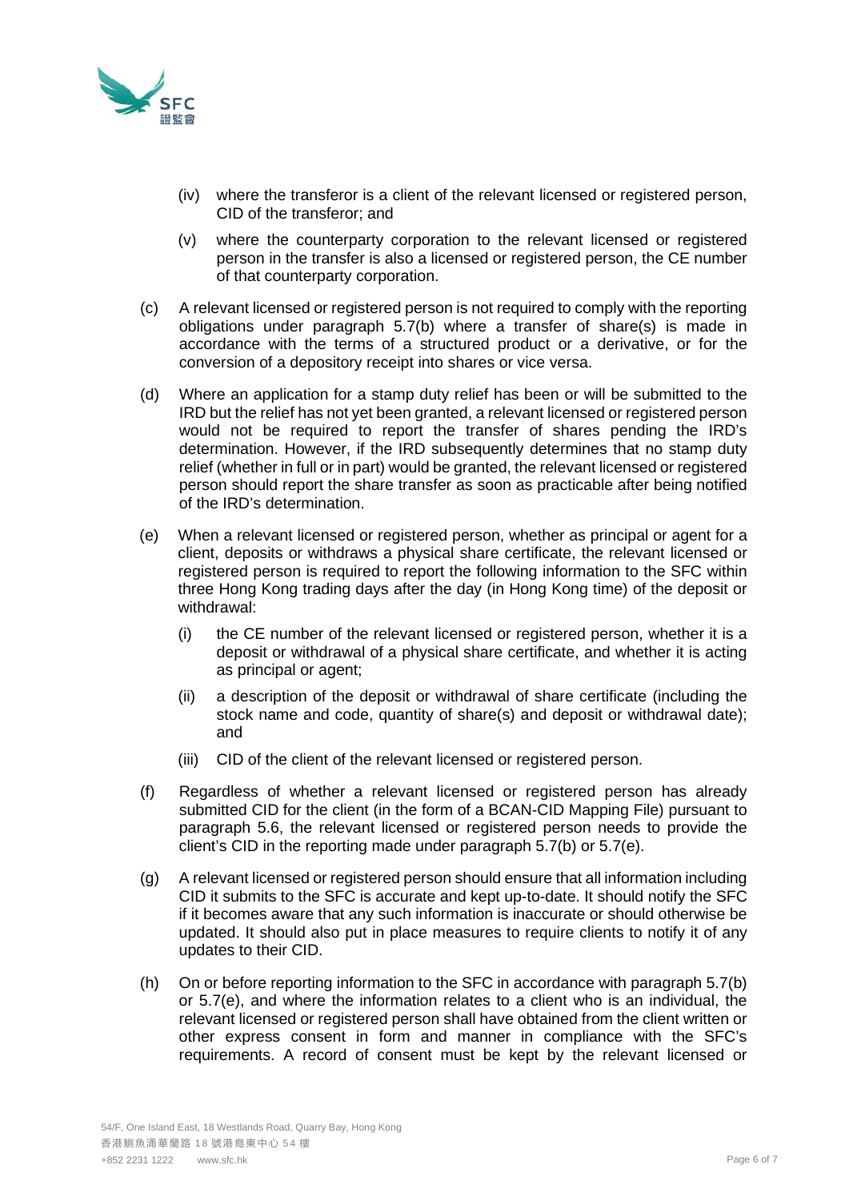(iv) where the transferor is a client of the relevant licensed or registered person, CID of the transferor; and

(v) where the counterparty corporation to the relevant licensed or registered person in the transfer is also a licensed or registered person, the CE number of that counterparty corporation.

(c) A relevant licensed or registered person is not required to comply with the reporting obligations under paragraph 5.7(b) where a transfer of share(s) is made in accordance with the terms of a structured product or a derivative, or for the conversion of a depository receipt into shares or vice versa.

(d) Where an application for a stamp duty relief has been or will be submitted to the IRD but the relief has not yet been granted, a relevant licensed or registered person would not be required to report the transfer of shares pending the IRD's determination. However, if the IRD subsequently determines that no stamp duty relief (whether in full or in part) would be granted, the relevant licensed or registered person should report the share transfer as soon as practicable after being notified of the IRD's determination.

(e) When a relevant licensed or registered person, whether as principal or agent for a client, deposits or withdraws a physical share certificate, the relevant licensed or registered person is required to report the following information to the SFC within three Hong Kong trading days after the day (in Hong Kong time) of the deposit or withdrawal:

(i) the CE number of the relevant licensed or registered person, whether it is a deposit or withdrawal of a physical share certificate, and whether it is acting as principal or agent;

(ii) a description of the deposit or withdrawal of share certificate (including the stock name and code, quantity of share(s) and deposit or withdrawal date); and

(iii) CID of the client of the relevant licensed or registered person.

(f) Regardless of whether a relevant licensed or registered person has already submitted CID for the client (in the form of a BCAN-CID Mapping File) pursuant to paragraph 5.6, the relevant licensed or registered person needs to provide the client's CID in the reporting made under paragraph 5.7(b) or 5.7(e).

(g) A relevant licensed or registered person should ensure that all information including CID it submits to the SFC is accurate and kept up-to-date. It should notify the SFC if it becomes aware that any such information is inaccurate or should otherwise be updated. It should also put in place measures to require clients to notify it of any updates to their CID.

(h) On or before reporting information to the SFC in accordance with paragraph 5.7(b) or 5.7(e), and where the information relates to a client who is an individual, the relevant licensed or registered person shall have obtained from the client written or other express consent in form and manner in compliance with the SFC's requirements. A record of consent must be kept by the relevant licensed or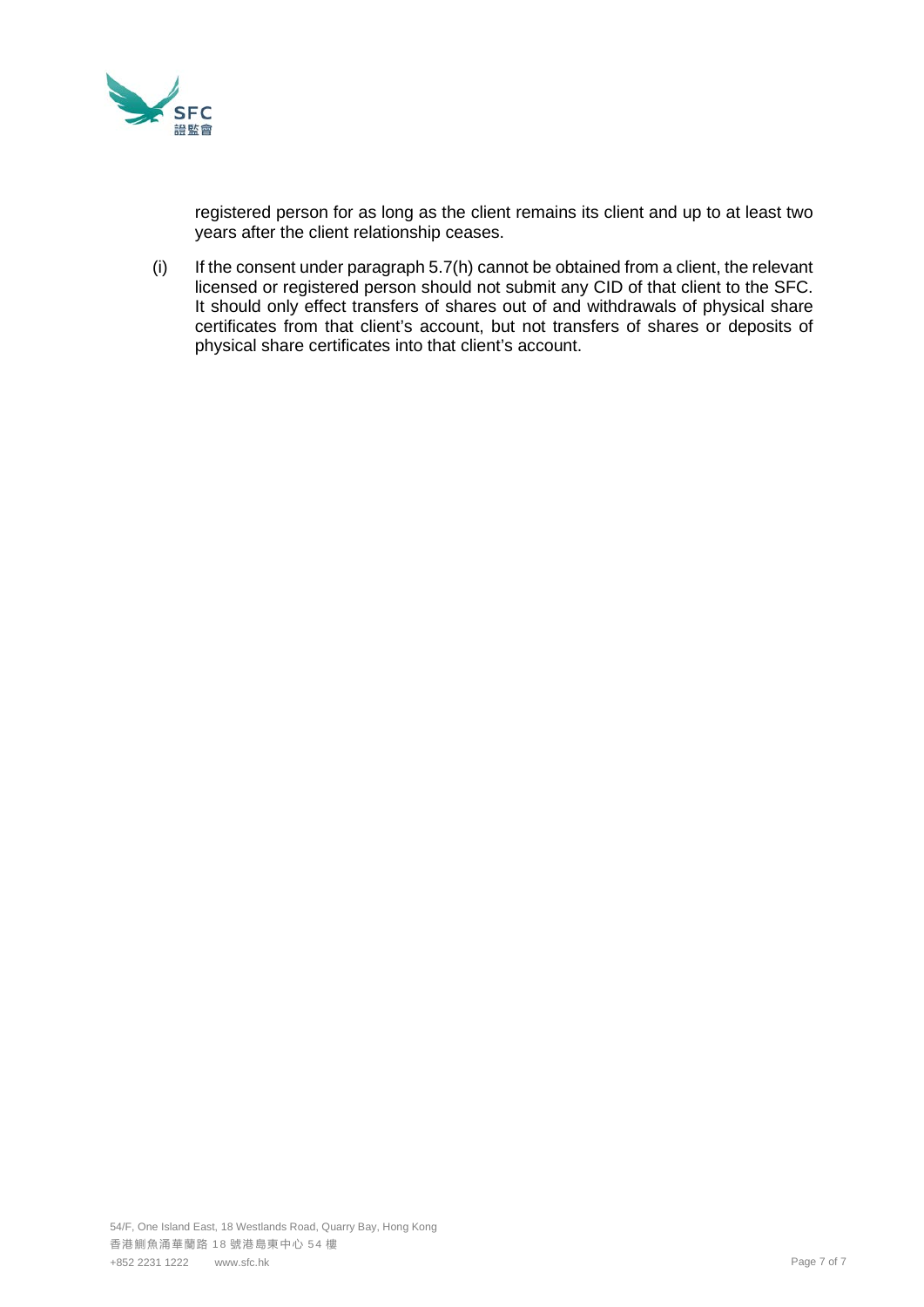registered person for as long as the client remains its client and up to at least two years after the client relationship ceases.

(i) If the consent under paragraph 5.7(h) cannot be obtained from a client, the relevant licensed or registered person should not submit any CID of that client to the SFC. It should only effect transfers of shares out of and withdrawals of physical share certificates from that client's account, but not transfers of shares or deposits of physical share certificates into that client's account.